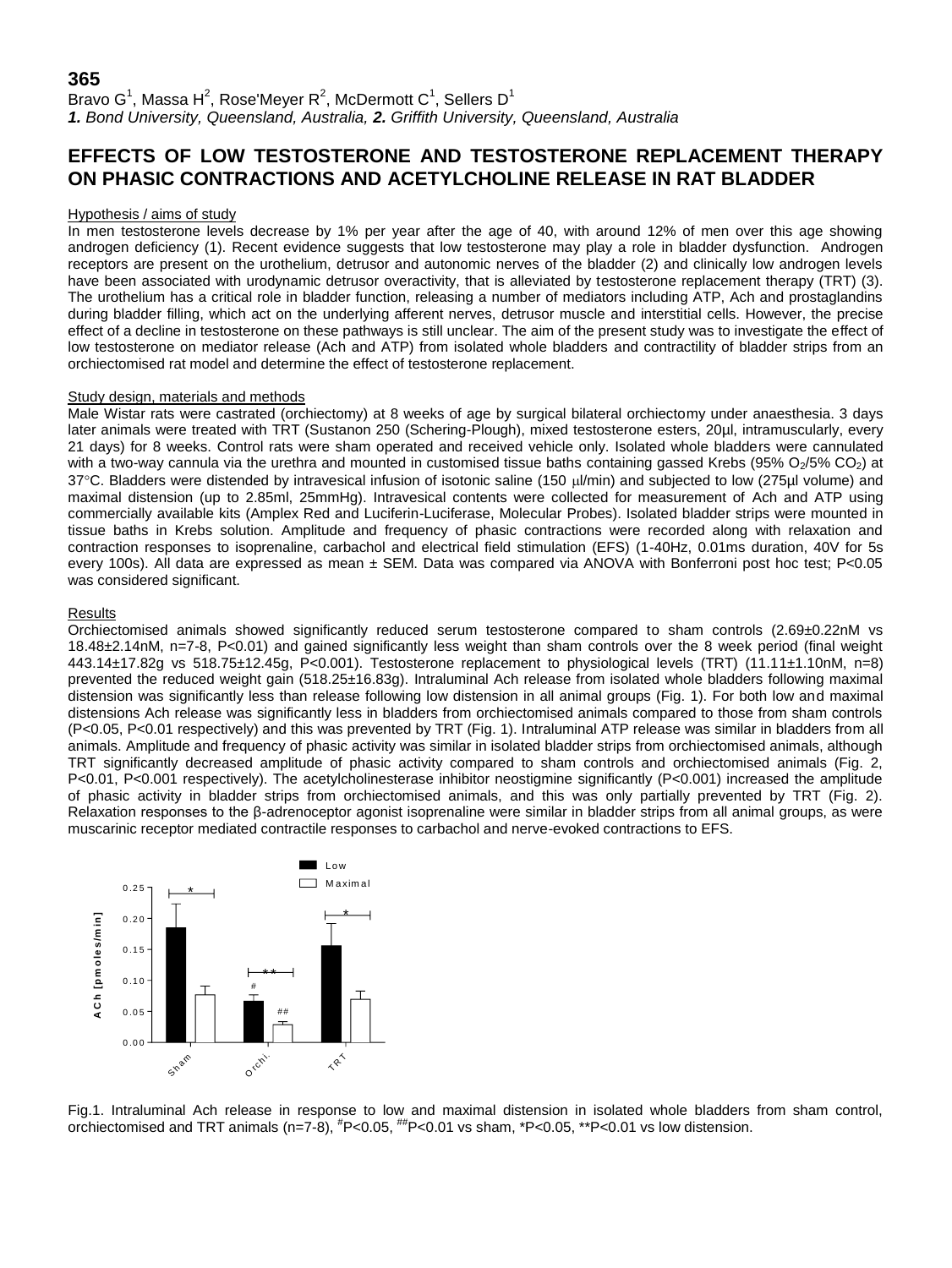**365**

Bravo G[1], Massa H[2], Rose'Meyer R[2], McDermott C[1], Sellers D[1]

***1.** Bond University, Queensland, Australia, **2.** Griffith University, Queensland, Australia*

# EFFECTS OF LOW TESTOSTERONE AND TESTOSTERONE REPLACEMENT THERAPY ON PHASIC CONTRACTIONS AND ACETYLCHOLINE RELEASE IN RAT BLADDER

## Hypothesis / aims of study

In men testosterone levels decrease by 1% per year after the age of 40, with around 12% of men over this age showing androgen deficiency (1). Recent evidence suggests that low testosterone may play a role in bladder dysfunction. Androgen receptors are present on the urothelium, detrusor and autonomic nerves of the bladder (2) and clinically low androgen levels have been associated with urodynamic detrusor overactivity, that is alleviated by testosterone replacement therapy (TRT) (3). The urothelium has a critical role in bladder function, releasing a number of mediators including ATP, Ach and prostaglandins during bladder filling, which act on the underlying afferent nerves, detrusor muscle and interstitial cells. However, the precise effect of a decline in testosterone on these pathways is still unclear. The aim of the present study was to investigate the effect of low testosterone on mediator release (Ach and ATP) from isolated whole bladders and contractility of bladder strips from an orchiectomised rat model and determine the effect of testosterone replacement.

## Study design, materials and methods

Male Wistar rats were castrated (orchiectomy) at 8 weeks of age by surgical bilateral orchiectomy under anaesthesia. 3 days later animals were treated with TRT (Sustanon 250 (Schering-Plough), mixed testosterone esters, 20µl, intramuscularly, every 21 days) for 8 weeks. Control rats were sham operated and received vehicle only. Isolated whole bladders were cannulated with a two-way cannula via the urethra and mounted in customised tissue baths containing gassed Krebs (95% $O_2$/5% $CO_2$) at 37°C. Bladders were distended by intravesical infusion of isotonic saline (150 µl/min) and subjected to low (275µl volume) and maximal distension (up to 2.85ml, 25mmHg). Intravesical contents were collected for measurement of Ach and ATP using commercially available kits (Amplex Red and Luciferin-Luciferase, Molecular Probes). Isolated bladder strips were mounted in tissue baths in Krebs solution. Amplitude and frequency of phasic contractions were recorded along with relaxation and contraction responses to isoprenaline, carbachol and electrical field stimulation (EFS) (1-40Hz, 0.01ms duration, 40V for 5s every 100s). All data are expressed as mean ± SEM. Data was compared via ANOVA with Bonferroni post hoc test; P<0.05 was considered significant.

## Results

Orchiectomised animals showed significantly reduced serum testosterone compared to sham controls (2.69±0.22nM vs 18.48±2.14nM, n=7-8, P<0.01) and gained significantly less weight than sham controls over the 8 week period (final weight 443.14±17.82g vs 518.75±12.45g, P<0.001). Testosterone replacement to physiological levels (TRT) (11.11±1.10nM, n=8) prevented the reduced weight gain (518.25±16.83g). Intraluminal Ach release from isolated whole bladders following maximal distension was significantly less than release following low distension in all animal groups (Fig. 1). For both low and maximal distensions Ach release was significantly less in bladders from orchiectomised animals compared to those from sham controls (P<0.05, P<0.01 respectively) and this was prevented by TRT (Fig. 1). Intraluminal ATP release was similar in bladders from all animals. Amplitude and frequency of phasic activity was similar in isolated bladder strips from orchiectomised animals, although TRT significantly decreased amplitude of phasic activity compared to sham controls and orchiectomised animals (Fig. 2, P<0.01, P<0.001 respectively). The acetylcholinesterase inhibitor neostigmine significantly (P<0.001) increased the amplitude of phasic activity in bladder strips from orchiectomised animals, and this was only partially prevented by TRT (Fig. 2). Relaxation responses to the β-adrenoceptor agonist isoprenaline were similar in bladder strips from all animal groups, as were muscarinic receptor mediated contractile responses to carbachol and nerve-evoked contractions to EFS.

Fig.1. Intraluminal Ach release in response to low and maximal distension in isolated whole bladders from sham control, orchiectomised and TRT animals (n=7-8), #P<0.05, ##P<0.01 vs sham, *P<0.05, **P<0.01 vs low distension.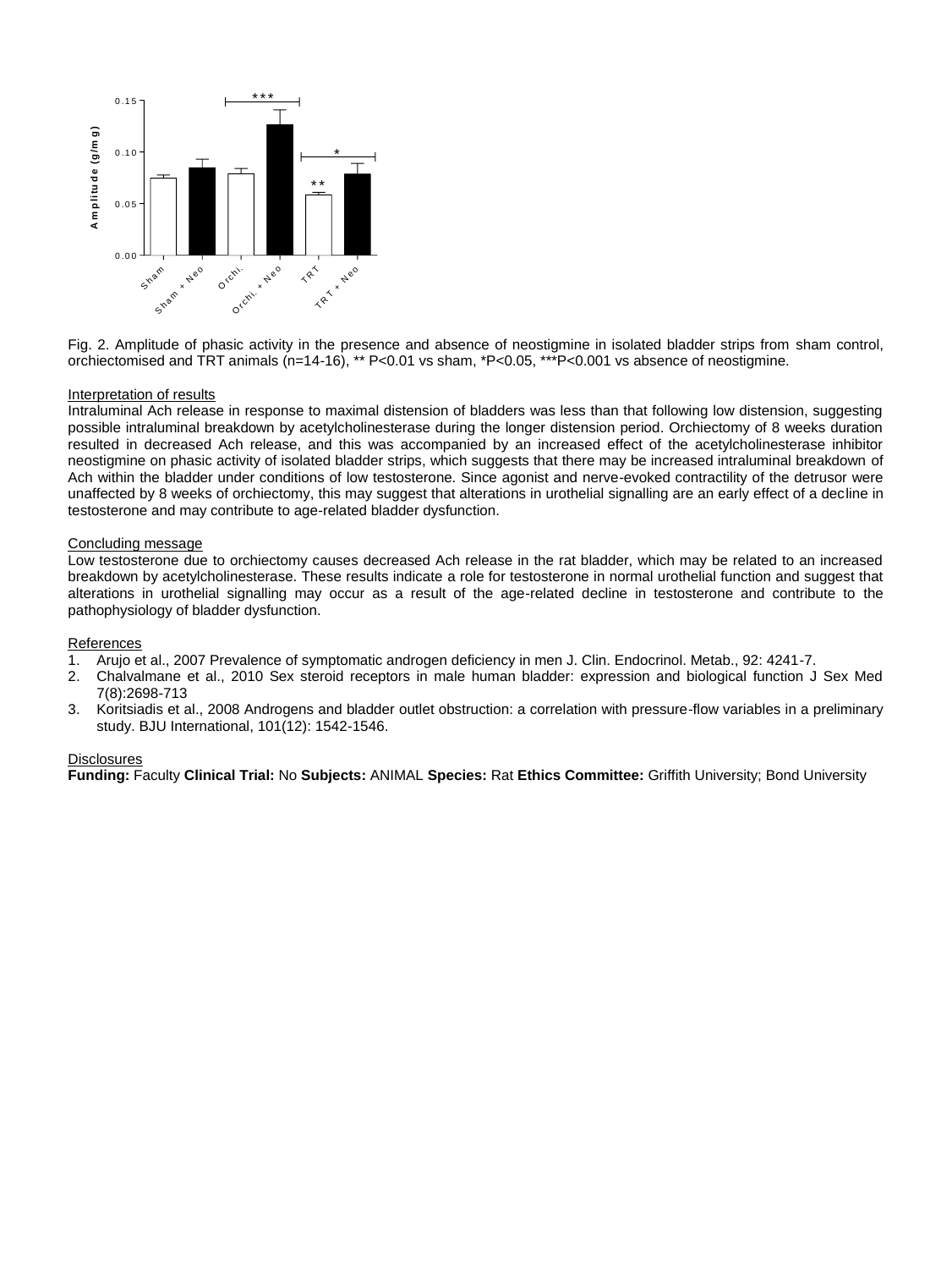Amplitude (g/mg)

0.15
0.10
0.05
0.00

***
*
**

Sham
Sham + Neo
Orchi.
Orchi. + Neo
TRT
TRT + Neo

Fig. 2. Amplitude of phasic activity in the presence and absence of neostigmine in isolated bladder strips from sham control, orchiectomised and TRT animals (n=14-16), ** P<0.01 vs sham, *P<0.05, ***P<0.001 vs absence of neostigmine.

## Interpretation of results

Intraluminal Ach release in response to maximal distension of bladders was less than that following low distension, suggesting possible intraluminal breakdown by acetylcholinesterase during the longer distension period. Orchiectomy of 8 weeks duration resulted in decreased Ach release, and this was accompanied by an increased effect of the acetylcholinesterase inhibitor neostigmine on phasic activity of isolated bladder strips, which suggests that there may be increased intraluminal breakdown of Ach within the bladder under conditions of low testosterone. Since agonist and nerve-evoked contractility of the detrusor were unaffected by 8 weeks of orchiectomy, this may suggest that alterations in urothelial signalling are an early effect of a decline in testosterone and may contribute to age-related bladder dysfunction.

## Concluding message

Low testosterone due to orchiectomy causes decreased Ach release in the rat bladder, which may be related to an increased breakdown by acetylcholinesterase. These results indicate a role for testosterone in normal urothelial function and suggest that alterations in urothelial signalling may occur as a result of the age-related decline in testosterone and contribute to the pathophysiology of bladder dysfunction.

## References

1. Arujo et al., 2007 Prevalence of symptomatic androgen deficiency in men J. Clin. Endocrinol. Metab., 92: 4241-7.
2. Chalvalmane et al., 2010 Sex steroid receptors in male human bladder: expression and biological function J Sex Med 7(8):2698-713
3. Koritsiadis et al., 2008 Androgens and bladder outlet obstruction: a correlation with pressure-flow variables in a preliminary study. BJU International, 101(12): 1542-1546.

## Disclosures

**Funding:** Faculty **Clinical Trial:** No **Subjects:** ANIMAL **Species:** Rat **Ethics Committee:** Griffith University; Bond University